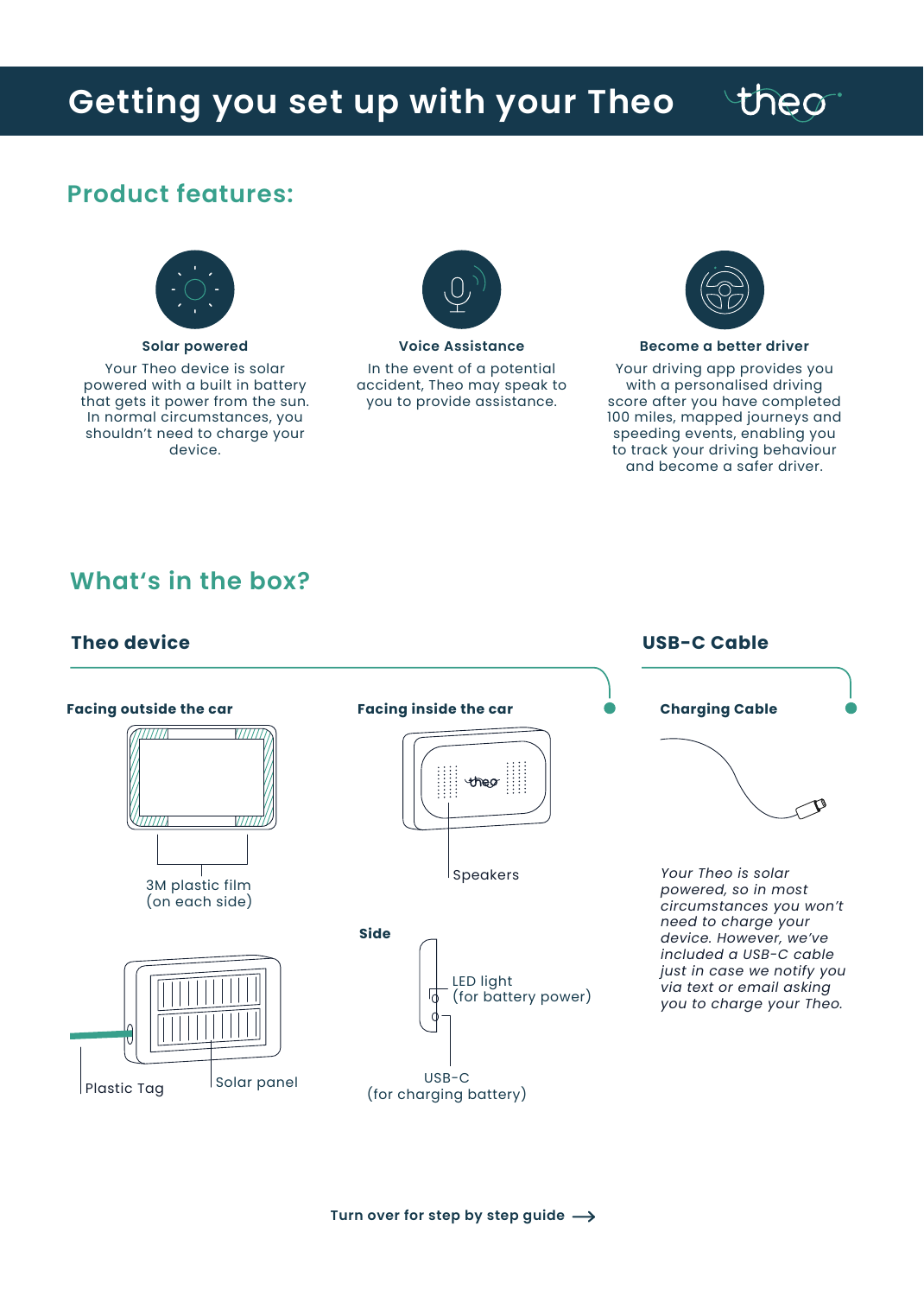# Getting you set up with your Theo

## Product features:

**Solar powered**

Your Theo device is solar powered with a built in battery that gets it power from the sun. In normal circumstances, you shouldn't need to charge your device.

**Voice Assistance**

In the event of a potential accident, Theo may speak to you to provide assistance.

**Become a better driver**

Your driving app provides you with a personalised driving score after you have completed 100 miles, mapped journeys and speeding events, enabling you to track your driving behaviour and become a safer driver.

## What's in the box?

### Theo device

**Facing outside the car**

3M plastic film (on each side)

Plastic Tag

Solar panel

**Facing inside the car**

Speakers

**Side**

LED light (for battery power)

USB-C (for charging battery)

### USB-C Cable

**Charging Cable**

*Your Theo is solar powered, so in most circumstances you won't need to charge your device. However, we've included a USB-C cable just in case we notify you via text or email asking you to charge your Theo.*

**Turn over for step by step guide ⟶**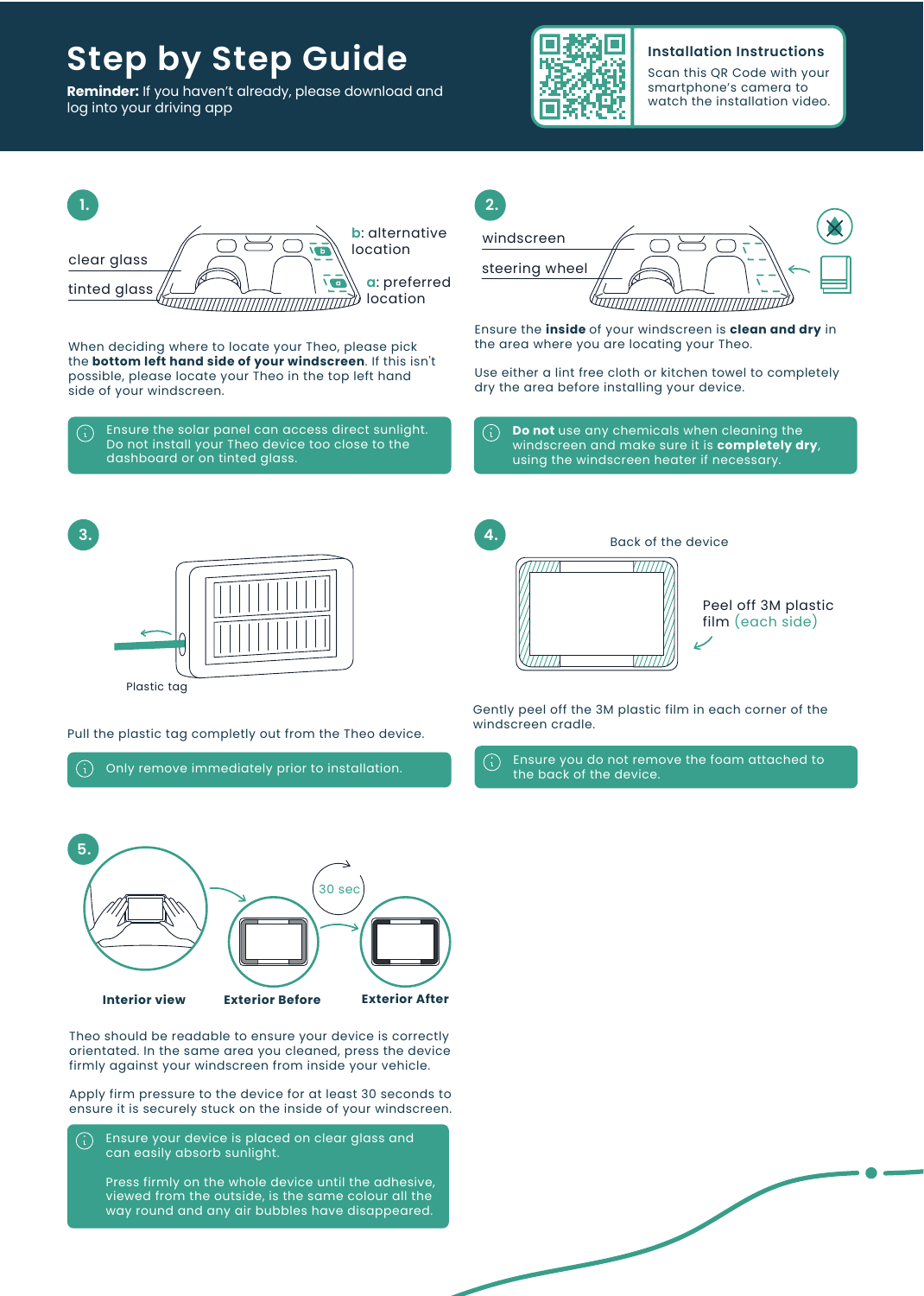# Step by Step Guide

**Reminder:** If you haven't already, please download and log into your driving app

**Installation Instructions**
Scan this QR Code with your smartphone's camera to watch the installation video.

## 1.

clear glass
tinted glass
b: alternative location
a: preferred location

When deciding where to locate your Theo, please pick the **bottom left hand side of your windscreen**. If this isn't possible, please locate your Theo in the top left hand side of your windscreen.

ⓘ Ensure the solar panel can access direct sunlight. Do not install your Theo device too close to the dashboard or on tinted glass.

## 2.

windscreen
steering wheel

Ensure the **inside** of your windscreen is **clean and dry** in the area where you are locating your Theo.

Use either a lint free cloth or kitchen towel to completely dry the area before installing your device.

ⓘ **Do not** use any chemicals when cleaning the windscreen and make sure it is **completely dry**, using the windscreen heater if necessary.

## 3.

Plastic tag

Pull the plastic tag completly out from the Theo device.

ⓘ Only remove immediately prior to installation.

## 4.

Back of the device

Peel off 3M plastic film (each side)

Gently peel off the 3M plastic film in each corner of the windscreen cradle.

ⓘ Ensure you do not remove the foam attached to the back of the device.

## 5.

30 sec

**Interior view** **Exterior Before** **Exterior After**

Theo should be readable to ensure your device is correctly orientated. In the same area you cleaned, press the device firmly against your windscreen from inside your vehicle.

Apply firm pressure to the device for at least 30 seconds to ensure it is securely stuck on the inside of your windscreen.

ⓘ Ensure your device is placed on clear glass and can easily absorb sunlight.

Press firmly on the whole device until the adhesive, viewed from the outside, is the same colour all the way round and any air bubbles have disappeared.